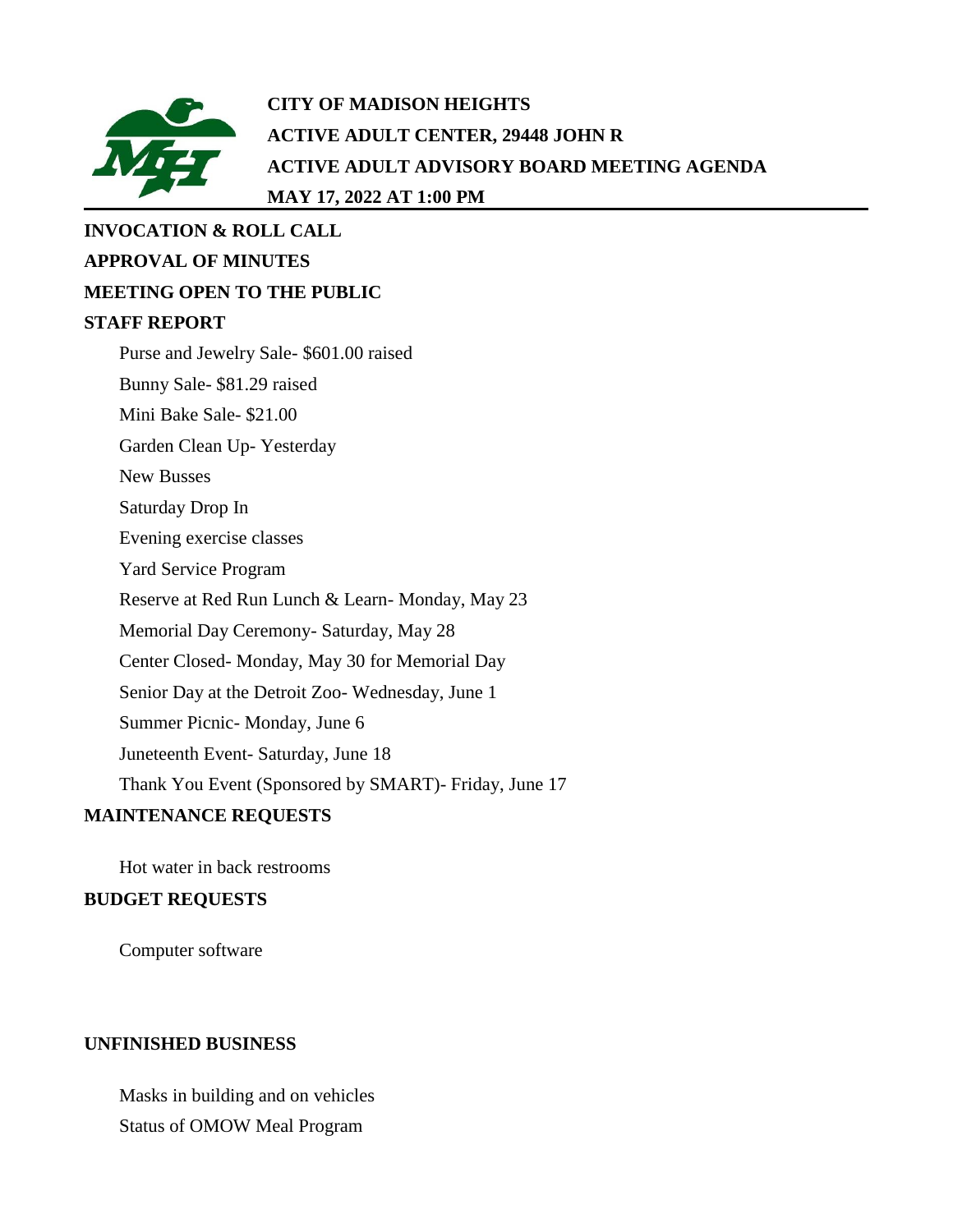# CITY OF MADISON HEIGHTS
## ACTIVE ADULT CENTER, 29448 JOHN R
## ACTIVE ADULT ADVISORY BOARD MEETING AGENDA
## MAY 17, 2022 AT 1:00 PM

**INVOCATION & ROLL CALL**

**APPROVAL OF MINUTES**

**MEETING OPEN TO THE PUBLIC**

**STAFF REPORT**

- Purse and Jewelry Sale- $601.00 raised
- Bunny Sale- $81.29 raised
- Mini Bake Sale- $21.00
- Garden Clean Up- Yesterday
- New Busses
- Saturday Drop In
- Evening exercise classes
- Yard Service Program
- Reserve at Red Run Lunch & Learn- Monday, May 23
- Memorial Day Ceremony- Saturday, May 28
- Center Closed- Monday, May 30 for Memorial Day
- Senior Day at the Detroit Zoo- Wednesday, June 1
- Summer Picnic- Monday, June 6
- Juneteenth Event- Saturday, June 18
- Thank You Event (Sponsored by SMART)- Friday, June 17

**MAINTENANCE REQUESTS**

- Hot water in back restrooms

**BUDGET REQUESTS**

- Computer software

**UNFINISHED BUSINESS**

- Masks in building and on vehicles
- Status of OMOW Meal Program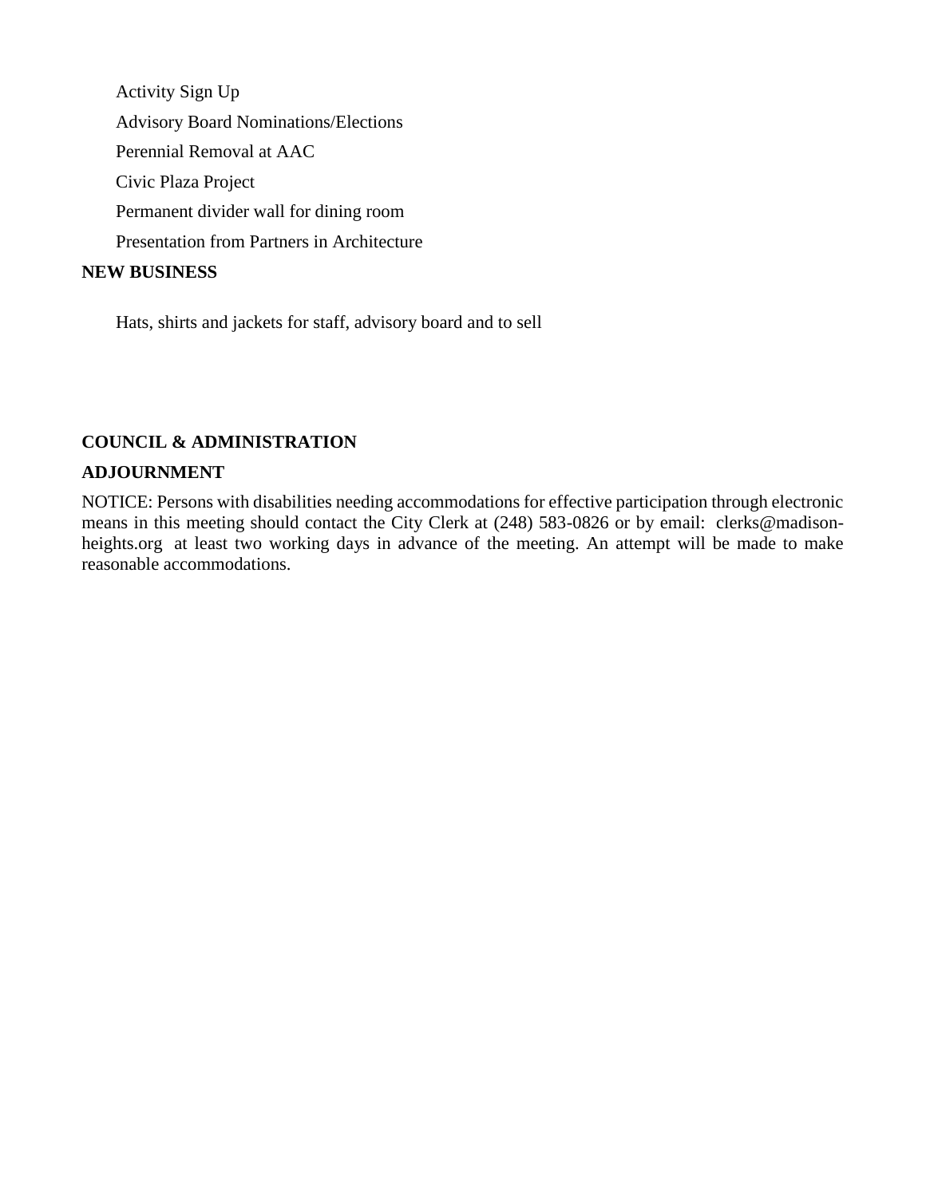Activity Sign Up

Advisory Board Nominations/Elections

Perennial Removal at AAC

Civic Plaza Project

Permanent divider wall for dining room

Presentation from Partners in Architecture

**NEW BUSINESS**

Hats, shirts and jackets for staff, advisory board and to sell

**COUNCIL & ADMINISTRATION**

**ADJOURNMENT**

NOTICE: Persons with disabilities needing accommodations for effective participation through electronic means in this meeting should contact the City Clerk at (248) 583-0826 or by email: clerks@madison-heights.org at least two working days in advance of the meeting. An attempt will be made to make reasonable accommodations.